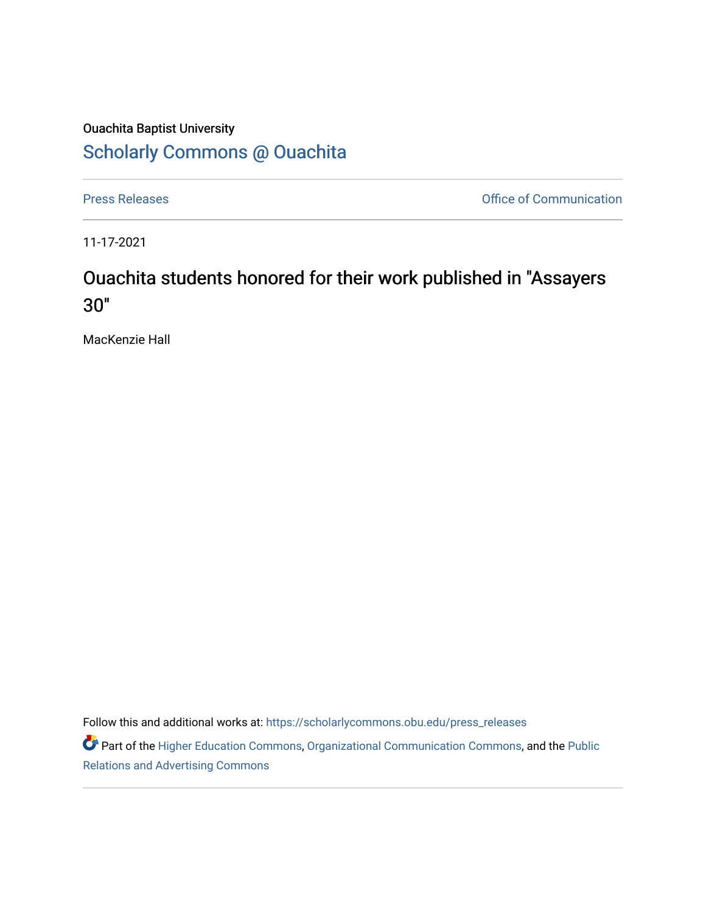Ouachita Baptist University

## Scholarly Commons @ Ouachita

Press Releases | Office of Communication

11-17-2021

# Ouachita students honored for their work published in "Assayers 30"

MacKenzie Hall

Follow this and additional works at: https://scholarlycommons.obu.edu/press_releases

Part of the Higher Education Commons, Organizational Communication Commons, and the Public Relations and Advertising Commons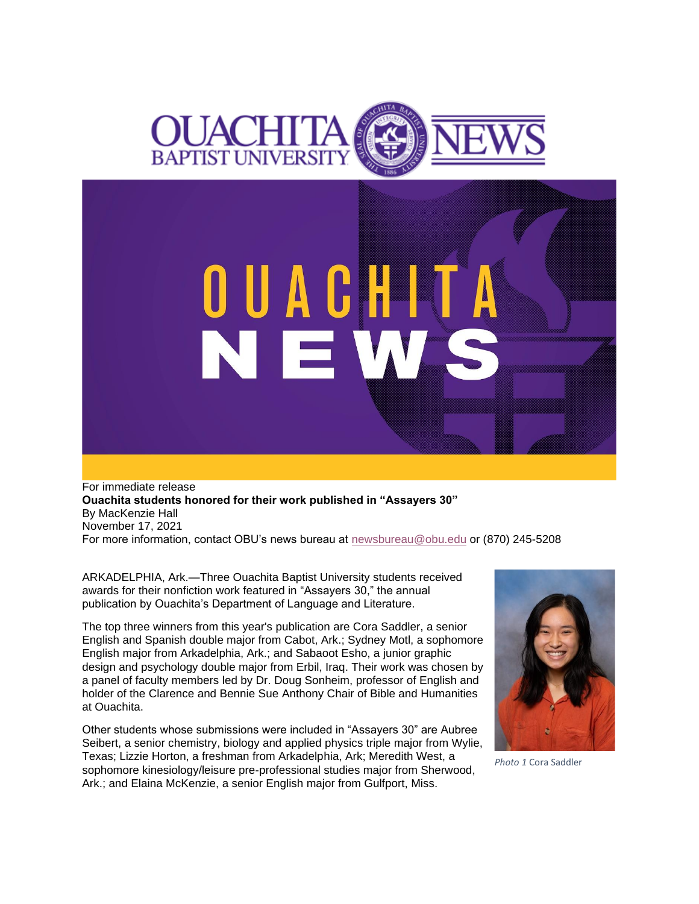For immediate release

**Ouachita students honored for their work published in "Assayers 30"**

By MacKenzie Hall

November 17, 2021

For more information, contact OBU's news bureau at newsbureau@obu.edu or (870) 245-5208

ARKADELPHIA, Ark.—Three Ouachita Baptist University students received awards for their nonfiction work featured in "Assayers 30," the annual publication by Ouachita's Department of Language and Literature.

The top three winners from this year's publication are Cora Saddler, a senior English and Spanish double major from Cabot, Ark.; Sydney Motl, a sophomore English major from Arkadelphia, Ark.; and Sabaoot Esho, a junior graphic design and psychology double major from Erbil, Iraq. Their work was chosen by a panel of faculty members led by Dr. Doug Sonheim, professor of English and holder of the Clarence and Bennie Sue Anthony Chair of Bible and Humanities at Ouachita.

Other students whose submissions were included in "Assayers 30" are Aubree Seibert, a senior chemistry, biology and applied physics triple major from Wylie, Texas; Lizzie Horton, a freshman from Arkadelphia, Ark; Meredith West, a sophomore kinesiology/leisure pre-professional studies major from Sherwood, Ark.; and Elaina McKenzie, a senior English major from Gulfport, Miss.

*Photo 1* Cora Saddler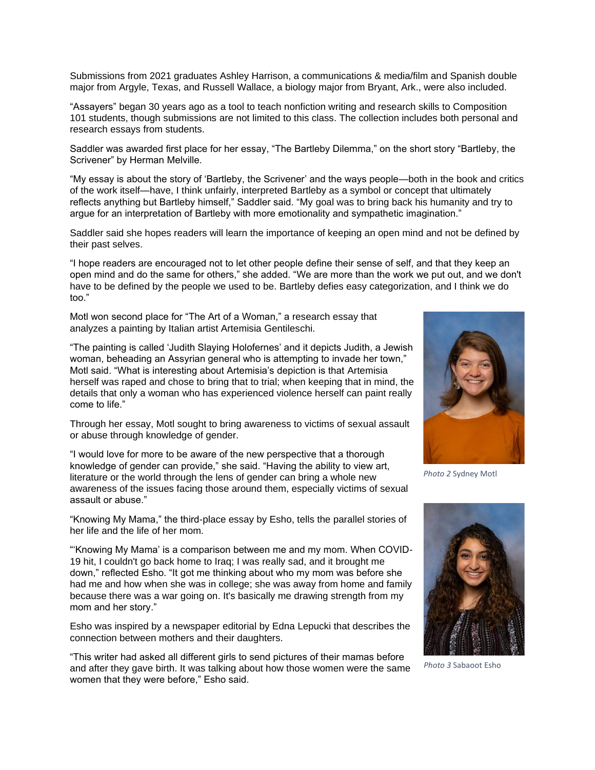Submissions from 2021 graduates Ashley Harrison, a communications & media/film and Spanish double major from Argyle, Texas, and Russell Wallace, a biology major from Bryant, Ark., were also included.

"Assayers" began 30 years ago as a tool to teach nonfiction writing and research skills to Composition 101 students, though submissions are not limited to this class. The collection includes both personal and research essays from students.

Saddler was awarded first place for her essay, "The Bartleby Dilemma," on the short story "Bartleby, the Scrivener" by Herman Melville.

"My essay is about the story of 'Bartleby, the Scrivener' and the ways people—both in the book and critics of the work itself—have, I think unfairly, interpreted Bartleby as a symbol or concept that ultimately reflects anything but Bartleby himself," Saddler said. "My goal was to bring back his humanity and try to argue for an interpretation of Bartleby with more emotionality and sympathetic imagination."

Saddler said she hopes readers will learn the importance of keeping an open mind and not be defined by their past selves.

"I hope readers are encouraged not to let other people define their sense of self, and that they keep an open mind and do the same for others," she added. "We are more than the work we put out, and we don't have to be defined by the people we used to be. Bartleby defies easy categorization, and I think we do too."

Motl won second place for "The Art of a Woman," a research essay that analyzes a painting by Italian artist Artemisia Gentileschi.

"The painting is called 'Judith Slaying Holofernes' and it depicts Judith, a Jewish woman, beheading an Assyrian general who is attempting to invade her town," Motl said. "What is interesting about Artemisia's depiction is that Artemisia herself was raped and chose to bring that to trial; when keeping that in mind, the details that only a woman who has experienced violence herself can paint really come to life."

*Photo 2* Sydney Motl

Through her essay, Motl sought to bring awareness to victims of sexual assault or abuse through knowledge of gender.

"I would love for more to be aware of the new perspective that a thorough knowledge of gender can provide," she said. "Having the ability to view art, literature or the world through the lens of gender can bring a whole new awareness of the issues facing those around them, especially victims of sexual assault or abuse."

"Knowing My Mama," the third-place essay by Esho, tells the parallel stories of her life and the life of her mom.

"'Knowing My Mama' is a comparison between me and my mom. When COVID-19 hit, I couldn't go back home to Iraq; I was really sad, and it brought me down," reflected Esho. "It got me thinking about who my mom was before she had me and how when she was in college; she was away from home and family because there was a war going on. It's basically me drawing strength from my mom and her story."

*Photo 3* Sabaoot Esho

Esho was inspired by a newspaper editorial by Edna Lepucki that describes the connection between mothers and their daughters.

"This writer had asked all different girls to send pictures of their mamas before and after they gave birth. It was talking about how those women were the same women that they were before," Esho said.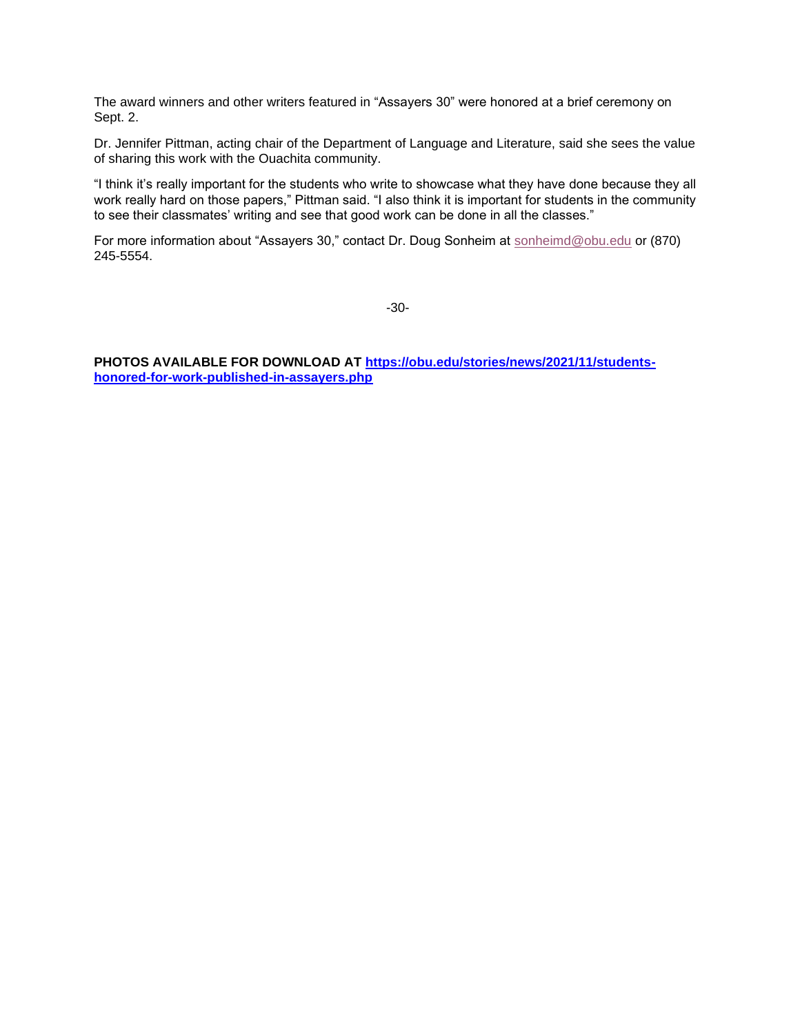The award winners and other writers featured in "Assayers 30" were honored at a brief ceremony on Sept. 2.

Dr. Jennifer Pittman, acting chair of the Department of Language and Literature, said she sees the value of sharing this work with the Ouachita community.

"I think it's really important for the students who write to showcase what they have done because they all work really hard on those papers," Pittman said. "I also think it is important for students in the community to see their classmates' writing and see that good work can be done in all the classes."

For more information about "Assayers 30," contact Dr. Doug Sonheim at sonheimd@obu.edu or (870) 245-5554.

-30-

**PHOTOS AVAILABLE FOR DOWNLOAD AT https://obu.edu/stories/news/2021/11/students-honored-for-work-published-in-assayers.php**